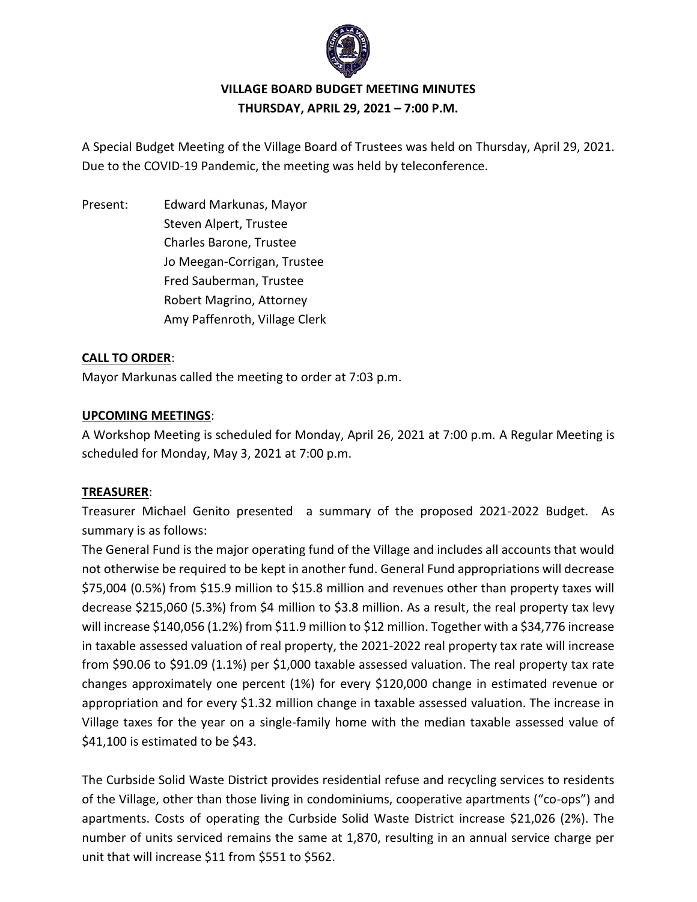# VILLAGE BOARD BUDGET MEETING MINUTES
## THURSDAY, APRIL 29, 2021 – 7:00 P.M.

A Special Budget Meeting of the Village Board of Trustees was held on Thursday, April 29, 2021. Due to the COVID-19 Pandemic, the meeting was held by teleconference.

Present:
Edward Markunas, Mayor
Steven Alpert, Trustee
Charles Barone, Trustee
Jo Meegan-Corrigan, Trustee
Fred Sauberman, Trustee
Robert Magrino, Attorney
Amy Paffenroth, Village Clerk

**CALL TO ORDER**:

Mayor Markunas called the meeting to order at 7:03 p.m.

**UPCOMING MEETINGS**:

A Workshop Meeting is scheduled for Monday, April 26, 2021 at 7:00 p.m. A Regular Meeting is scheduled for Monday, May 3, 2021 at 7:00 p.m.

**TREASURER**:

Treasurer Michael Genito presented a summary of the proposed 2021-2022 Budget. As summary is as follows:

The General Fund is the major operating fund of the Village and includes all accounts that would not otherwise be required to be kept in another fund. General Fund appropriations will decrease $75,004 (0.5%) from $15.9 million to $15.8 million and revenues other than property taxes will decrease $215,060 (5.3%) from $4 million to $3.8 million. As a result, the real property tax levy will increase $140,056 (1.2%) from $11.9 million to $12 million. Together with a $34,776 increase in taxable assessed valuation of real property, the 2021-2022 real property tax rate will increase from $90.06 to $91.09 (1.1%) per $1,000 taxable assessed valuation. The real property tax rate changes approximately one percent (1%) for every $120,000 change in estimated revenue or appropriation and for every $1.32 million change in taxable assessed valuation. The increase in Village taxes for the year on a single-family home with the median taxable assessed value of $41,100 is estimated to be $43.

The Curbside Solid Waste District provides residential refuse and recycling services to residents of the Village, other than those living in condominiums, cooperative apartments ("co-ops") and apartments. Costs of operating the Curbside Solid Waste District increase $21,026 (2%). The number of units serviced remains the same at 1,870, resulting in an annual service charge per unit that will increase $11 from $551 to $562.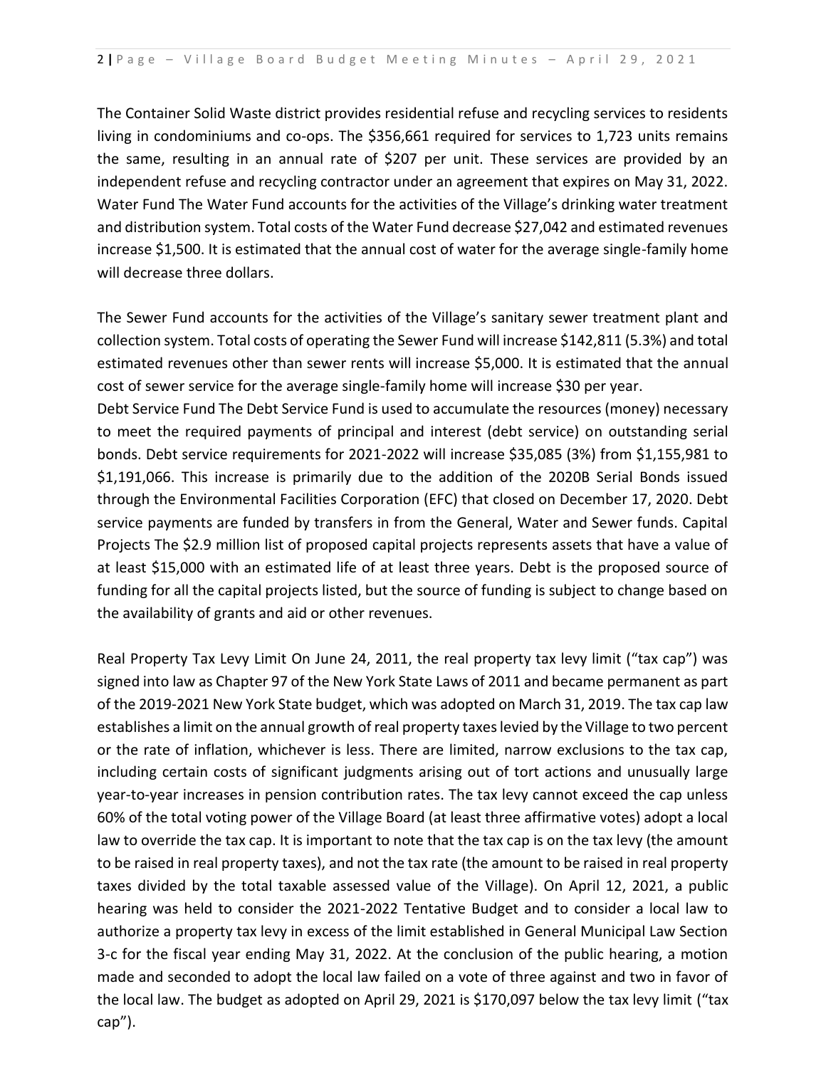The Container Solid Waste district provides residential refuse and recycling services to residents living in condominiums and co-ops. The $356,661 required for services to 1,723 units remains the same, resulting in an annual rate of $207 per unit. These services are provided by an independent refuse and recycling contractor under an agreement that expires on May 31, 2022. Water Fund The Water Fund accounts for the activities of the Village's drinking water treatment and distribution system. Total costs of the Water Fund decrease $27,042 and estimated revenues increase $1,500. It is estimated that the annual cost of water for the average single-family home will decrease three dollars.

The Sewer Fund accounts for the activities of the Village's sanitary sewer treatment plant and collection system. Total costs of operating the Sewer Fund will increase $142,811 (5.3%) and total estimated revenues other than sewer rents will increase $5,000. It is estimated that the annual cost of sewer service for the average single-family home will increase $30 per year.
Debt Service Fund The Debt Service Fund is used to accumulate the resources (money) necessary to meet the required payments of principal and interest (debt service) on outstanding serial bonds. Debt service requirements for 2021-2022 will increase $35,085 (3%) from $1,155,981 to $1,191,066. This increase is primarily due to the addition of the 2020B Serial Bonds issued through the Environmental Facilities Corporation (EFC) that closed on December 17, 2020. Debt service payments are funded by transfers in from the General, Water and Sewer funds. Capital Projects The $2.9 million list of proposed capital projects represents assets that have a value of at least $15,000 with an estimated life of at least three years. Debt is the proposed source of funding for all the capital projects listed, but the source of funding is subject to change based on the availability of grants and aid or other revenues.

Real Property Tax Levy Limit On June 24, 2011, the real property tax levy limit ("tax cap") was signed into law as Chapter 97 of the New York State Laws of 2011 and became permanent as part of the 2019-2021 New York State budget, which was adopted on March 31, 2019. The tax cap law establishes a limit on the annual growth of real property taxes levied by the Village to two percent or the rate of inflation, whichever is less. There are limited, narrow exclusions to the tax cap, including certain costs of significant judgments arising out of tort actions and unusually large year-to-year increases in pension contribution rates. The tax levy cannot exceed the cap unless 60% of the total voting power of the Village Board (at least three affirmative votes) adopt a local law to override the tax cap. It is important to note that the tax cap is on the tax levy (the amount to be raised in real property taxes), and not the tax rate (the amount to be raised in real property taxes divided by the total taxable assessed value of the Village). On April 12, 2021, a public hearing was held to consider the 2021-2022 Tentative Budget and to consider a local law to authorize a property tax levy in excess of the limit established in General Municipal Law Section 3-c for the fiscal year ending May 31, 2022. At the conclusion of the public hearing, a motion made and seconded to adopt the local law failed on a vote of three against and two in favor of the local law. The budget as adopted on April 29, 2021 is $170,097 below the tax levy limit ("tax cap").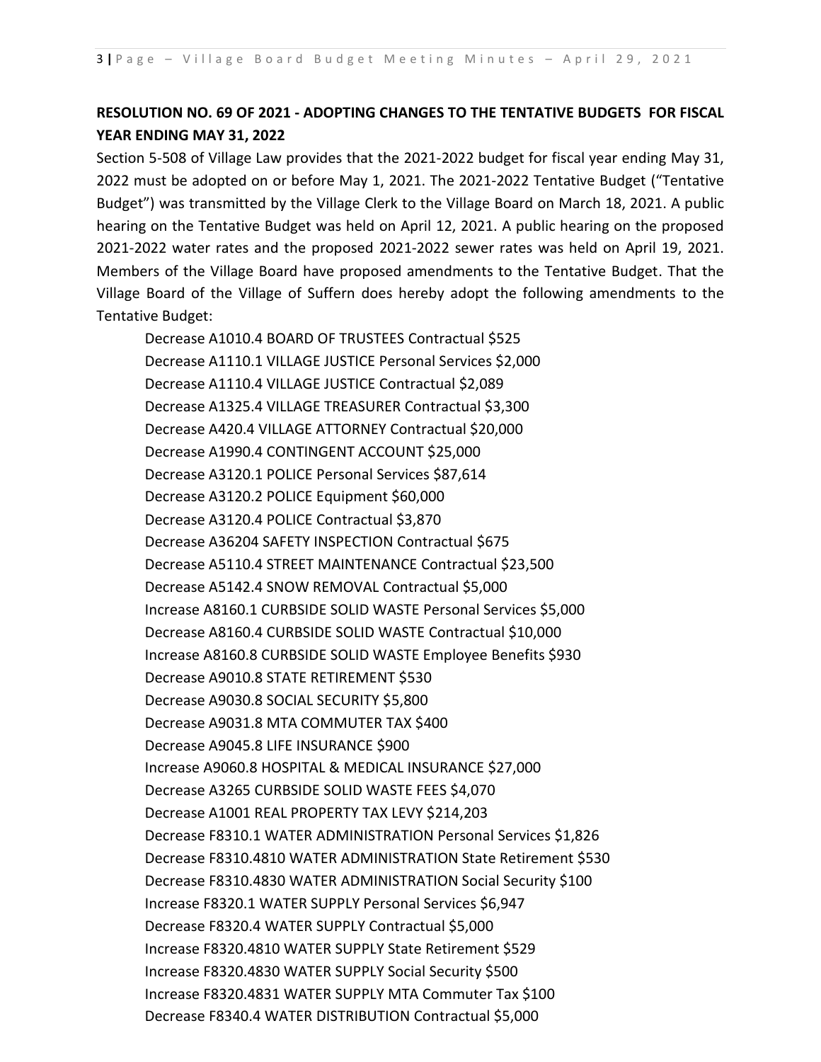**RESOLUTION NO. 69 OF 2021 - ADOPTING CHANGES TO THE TENTATIVE BUDGETS FOR FISCAL YEAR ENDING MAY 31, 2022**

Section 5-508 of Village Law provides that the 2021-2022 budget for fiscal year ending May 31, 2022 must be adopted on or before May 1, 2021. The 2021-2022 Tentative Budget ("Tentative Budget") was transmitted by the Village Clerk to the Village Board on March 18, 2021. A public hearing on the Tentative Budget was held on April 12, 2021. A public hearing on the proposed 2021-2022 water rates and the proposed 2021-2022 sewer rates was held on April 19, 2021. Members of the Village Board have proposed amendments to the Tentative Budget. That the Village Board of the Village of Suffern does hereby adopt the following amendments to the Tentative Budget:

Decrease A1010.4 BOARD OF TRUSTEES Contractual $525
Decrease A1110.1 VILLAGE JUSTICE Personal Services $2,000
Decrease A1110.4 VILLAGE JUSTICE Contractual $2,089
Decrease A1325.4 VILLAGE TREASURER Contractual $3,300
Decrease A420.4 VILLAGE ATTORNEY Contractual $20,000
Decrease A1990.4 CONTINGENT ACCOUNT $25,000
Decrease A3120.1 POLICE Personal Services $87,614
Decrease A3120.2 POLICE Equipment $60,000
Decrease A3120.4 POLICE Contractual $3,870
Decrease A36204 SAFETY INSPECTION Contractual $675
Decrease A5110.4 STREET MAINTENANCE Contractual $23,500
Decrease A5142.4 SNOW REMOVAL Contractual $5,000
Increase A8160.1 CURBSIDE SOLID WASTE Personal Services $5,000
Decrease A8160.4 CURBSIDE SOLID WASTE Contractual $10,000
Increase A8160.8 CURBSIDE SOLID WASTE Employee Benefits $930
Decrease A9010.8 STATE RETIREMENT $530
Decrease A9030.8 SOCIAL SECURITY $5,800
Decrease A9031.8 MTA COMMUTER TAX $400
Decrease A9045.8 LIFE INSURANCE $900
Increase A9060.8 HOSPITAL & MEDICAL INSURANCE $27,000
Decrease A3265 CURBSIDE SOLID WASTE FEES $4,070
Decrease A1001 REAL PROPERTY TAX LEVY $214,203
Decrease F8310.1 WATER ADMINISTRATION Personal Services $1,826
Decrease F8310.4810 WATER ADMINISTRATION State Retirement $530
Decrease F8310.4830 WATER ADMINISTRATION Social Security $100
Increase F8320.1 WATER SUPPLY Personal Services $6,947
Decrease F8320.4 WATER SUPPLY Contractual $5,000
Increase F8320.4810 WATER SUPPLY State Retirement $529
Increase F8320.4830 WATER SUPPLY Social Security $500
Increase F8320.4831 WATER SUPPLY MTA Commuter Tax $100
Decrease F8340.4 WATER DISTRIBUTION Contractual $5,000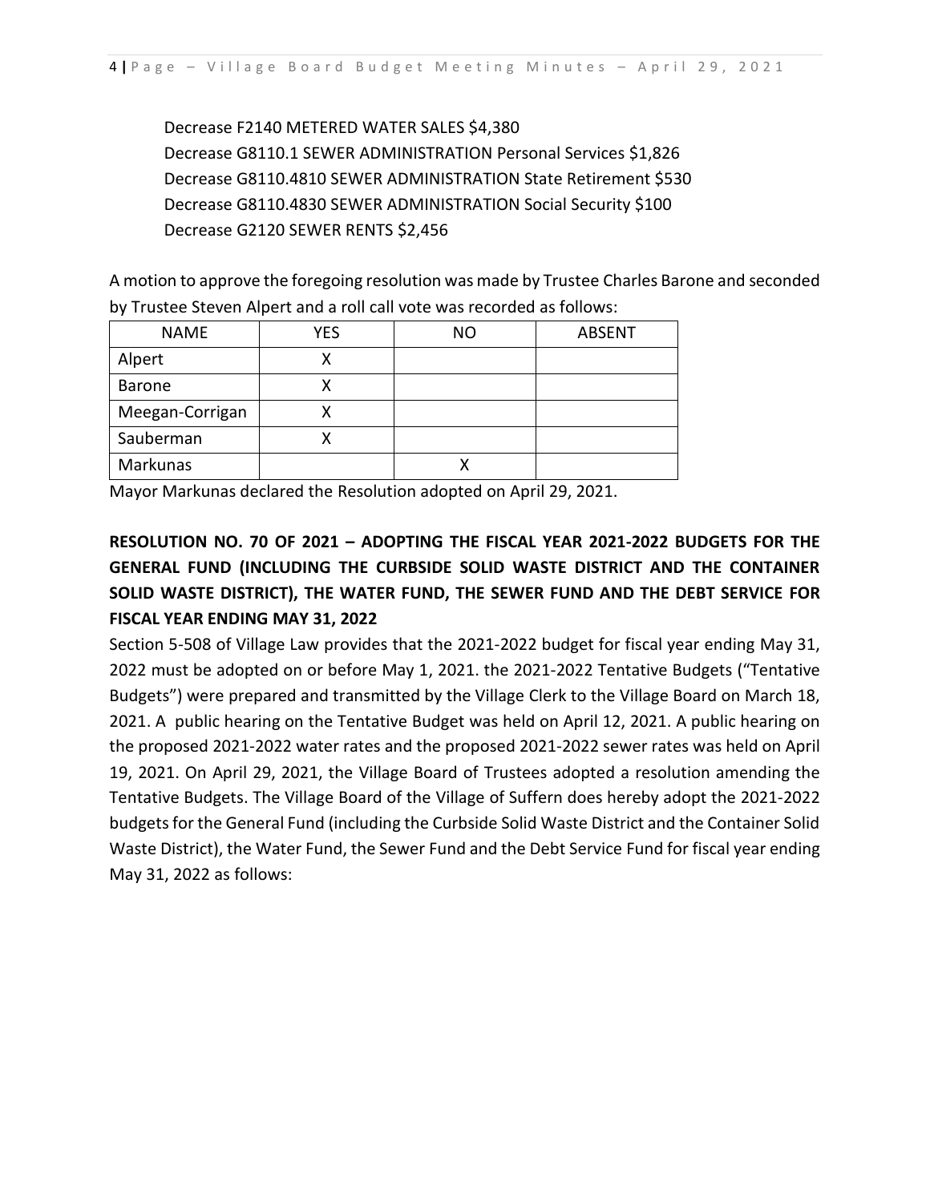Decrease F2140 METERED WATER SALES $4,380
Decrease G8110.1 SEWER ADMINISTRATION Personal Services $1,826
Decrease G8110.4810 SEWER ADMINISTRATION State Retirement $530
Decrease G8110.4830 SEWER ADMINISTRATION Social Security $100
Decrease G2120 SEWER RENTS $2,456

A motion to approve the foregoing resolution was made by Trustee Charles Barone and seconded by Trustee Steven Alpert and a roll call vote was recorded as follows:

| NAME | YES | NO | ABSENT |
|---|---|---|---|
| Alpert | X | | |
| Barone | X | | |
| Meegan-Corrigan | X | | |
| Sauberman | X | | |
| Markunas | | X | |

Mayor Markunas declared the Resolution adopted on April 29, 2021.

**RESOLUTION NO. 70 OF 2021 – ADOPTING THE FISCAL YEAR 2021-2022 BUDGETS FOR THE GENERAL FUND (INCLUDING THE CURBSIDE SOLID WASTE DISTRICT AND THE CONTAINER SOLID WASTE DISTRICT), THE WATER FUND, THE SEWER FUND AND THE DEBT SERVICE FOR FISCAL YEAR ENDING MAY 31, 2022**

Section 5-508 of Village Law provides that the 2021-2022 budget for fiscal year ending May 31, 2022 must be adopted on or before May 1, 2021. the 2021-2022 Tentative Budgets ("Tentative Budgets") were prepared and transmitted by the Village Clerk to the Village Board on March 18, 2021. A public hearing on the Tentative Budget was held on April 12, 2021. A public hearing on the proposed 2021-2022 water rates and the proposed 2021-2022 sewer rates was held on April 19, 2021. On April 29, 2021, the Village Board of Trustees adopted a resolution amending the Tentative Budgets. The Village Board of the Village of Suffern does hereby adopt the 2021-2022 budgets for the General Fund (including the Curbside Solid Waste District and the Container Solid Waste District), the Water Fund, the Sewer Fund and the Debt Service Fund for fiscal year ending May 31, 2022 as follows: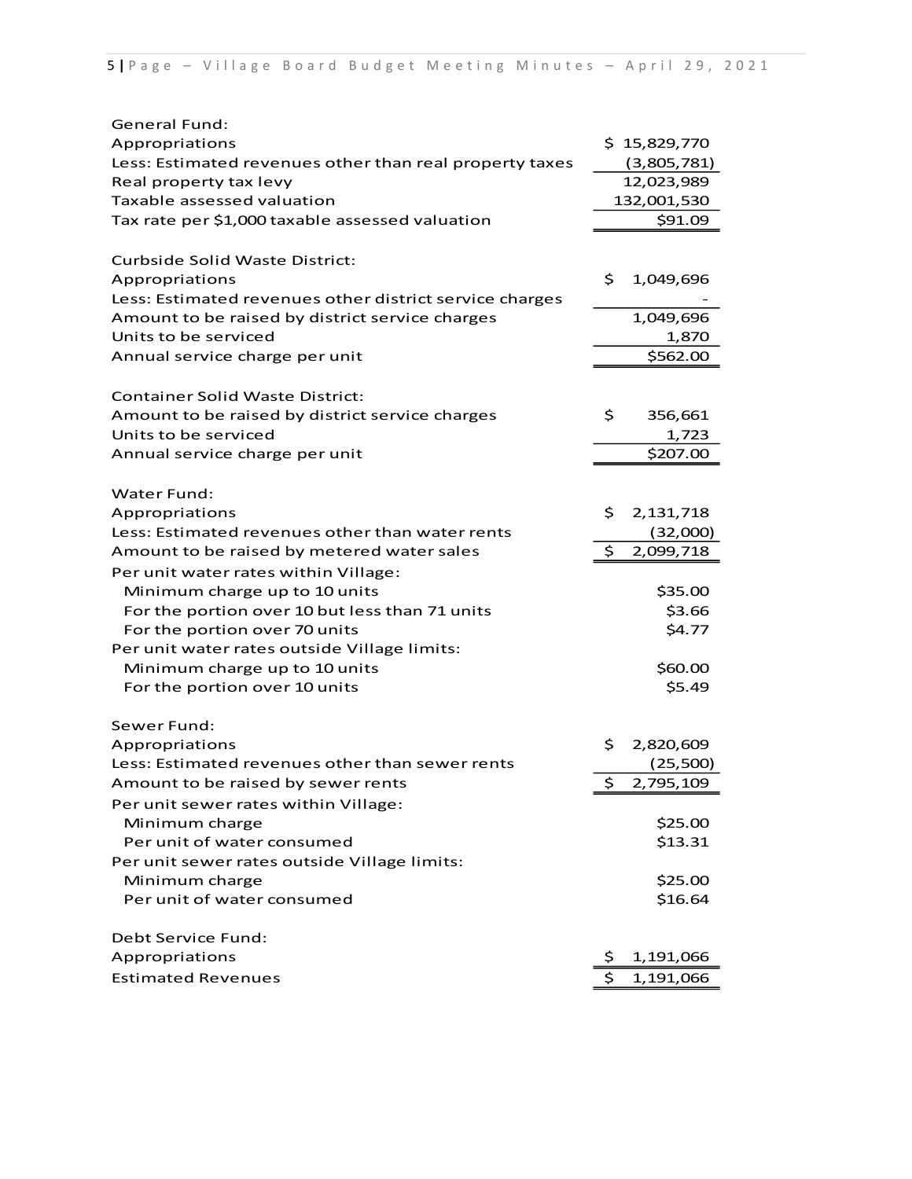| | |
|---|---|
| **General Fund:** | |
| Appropriations | $ 15,829,770 |
| Less: Estimated revenues other than real property taxes | (3,805,781) |
| Real property tax levy | 12,023,989 |
| Taxable assessed valuation | 132,001,530 |
| Tax rate per $1,000 taxable assessed valuation | $91.09 |
| | |
| **Curbside Solid Waste District:** | |
| Appropriations | $ 1,049,696 |
| Less: Estimated revenues other district service charges | - |
| Amount to be raised by district service charges | 1,049,696 |
| Units to be serviced | 1,870 |
| Annual service charge per unit | $562.00 |
| | |
| **Container Solid Waste District:** | |
| Amount to be raised by district service charges | $ 356,661 |
| Units to be serviced | 1,723 |
| Annual service charge per unit | $207.00 |
| | |
| **Water Fund:** | |
| Appropriations | $ 2,131,718 |
| Less: Estimated revenues other than water rents | (32,000) |
| Amount to be raised by metered water sales | $ 2,099,718 |
| Per unit water rates within Village: | |
| Minimum charge up to 10 units | $35.00 |
| For the portion over 10 but less than 71 units | $3.66 |
| For the portion over 70 units | $4.77 |
| Per unit water rates outside Village limits: | |
| Minimum charge up to 10 units | $60.00 |
| For the portion over 10 units | $5.49 |
| | |
| **Sewer Fund:** | |
| Appropriations | $ 2,820,609 |
| Less: Estimated revenues other than sewer rents | (25,500) |
| Amount to be raised by sewer rents | $ 2,795,109 |
| Per unit sewer rates within Village: | |
| Minimum charge | $25.00 |
| Per unit of water consumed | $13.31 |
| Per unit sewer rates outside Village limits: | |
| Minimum charge | $25.00 |
| Per unit of water consumed | $16.64 |
| | |
| **Debt Service Fund:** | |
| Appropriations | $ 1,191,066 |
| Estimated Revenues | $ 1,191,066 |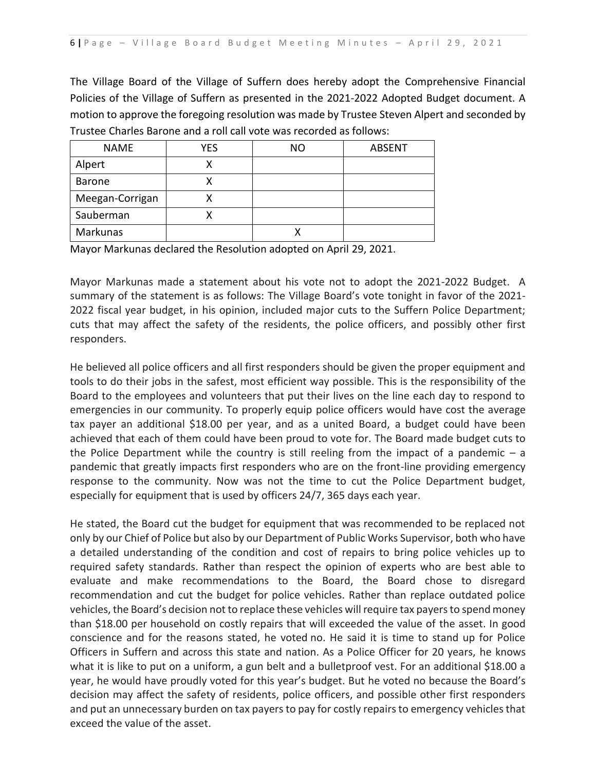The Village Board of the Village of Suffern does hereby adopt the Comprehensive Financial Policies of the Village of Suffern as presented in the 2021-2022 Adopted Budget document. A motion to approve the foregoing resolution was made by Trustee Steven Alpert and seconded by Trustee Charles Barone and a roll call vote was recorded as follows:

| NAME | YES | NO | ABSENT |
|---|---|---|---|
| Alpert | X | | |
| Barone | X | | |
| Meegan-Corrigan | X | | |
| Sauberman | X | | |
| Markunas | | X | |

Mayor Markunas declared the Resolution adopted on April 29, 2021.

Mayor Markunas made a statement about his vote not to adopt the 2021-2022 Budget. A summary of the statement is as follows: The Village Board's vote tonight in favor of the 2021-2022 fiscal year budget, in his opinion, included major cuts to the Suffern Police Department; cuts that may affect the safety of the residents, the police officers, and possibly other first responders.

He believed all police officers and all first responders should be given the proper equipment and tools to do their jobs in the safest, most efficient way possible. This is the responsibility of the Board to the employees and volunteers that put their lives on the line each day to respond to emergencies in our community. To properly equip police officers would have cost the average tax payer an additional $18.00 per year, and as a united Board, a budget could have been achieved that each of them could have been proud to vote for. The Board made budget cuts to the Police Department while the country is still reeling from the impact of a pandemic – a pandemic that greatly impacts first responders who are on the front-line providing emergency response to the community. Now was not the time to cut the Police Department budget, especially for equipment that is used by officers 24/7, 365 days each year.

He stated, the Board cut the budget for equipment that was recommended to be replaced not only by our Chief of Police but also by our Department of Public Works Supervisor, both who have a detailed understanding of the condition and cost of repairs to bring police vehicles up to required safety standards. Rather than respect the opinion of experts who are best able to evaluate and make recommendations to the Board, the Board chose to disregard recommendation and cut the budget for police vehicles. Rather than replace outdated police vehicles, the Board's decision not to replace these vehicles will require tax payers to spend money than $18.00 per household on costly repairs that will exceeded the value of the asset. In good conscience and for the reasons stated, he voted no. He said it is time to stand up for Police Officers in Suffern and across this state and nation. As a Police Officer for 20 years, he knows what it is like to put on a uniform, a gun belt and a bulletproof vest. For an additional $18.00 a year, he would have proudly voted for this year's budget. But he voted no because the Board's decision may affect the safety of residents, police officers, and possible other first responders and put an unnecessary burden on tax payers to pay for costly repairs to emergency vehicles that exceed the value of the asset.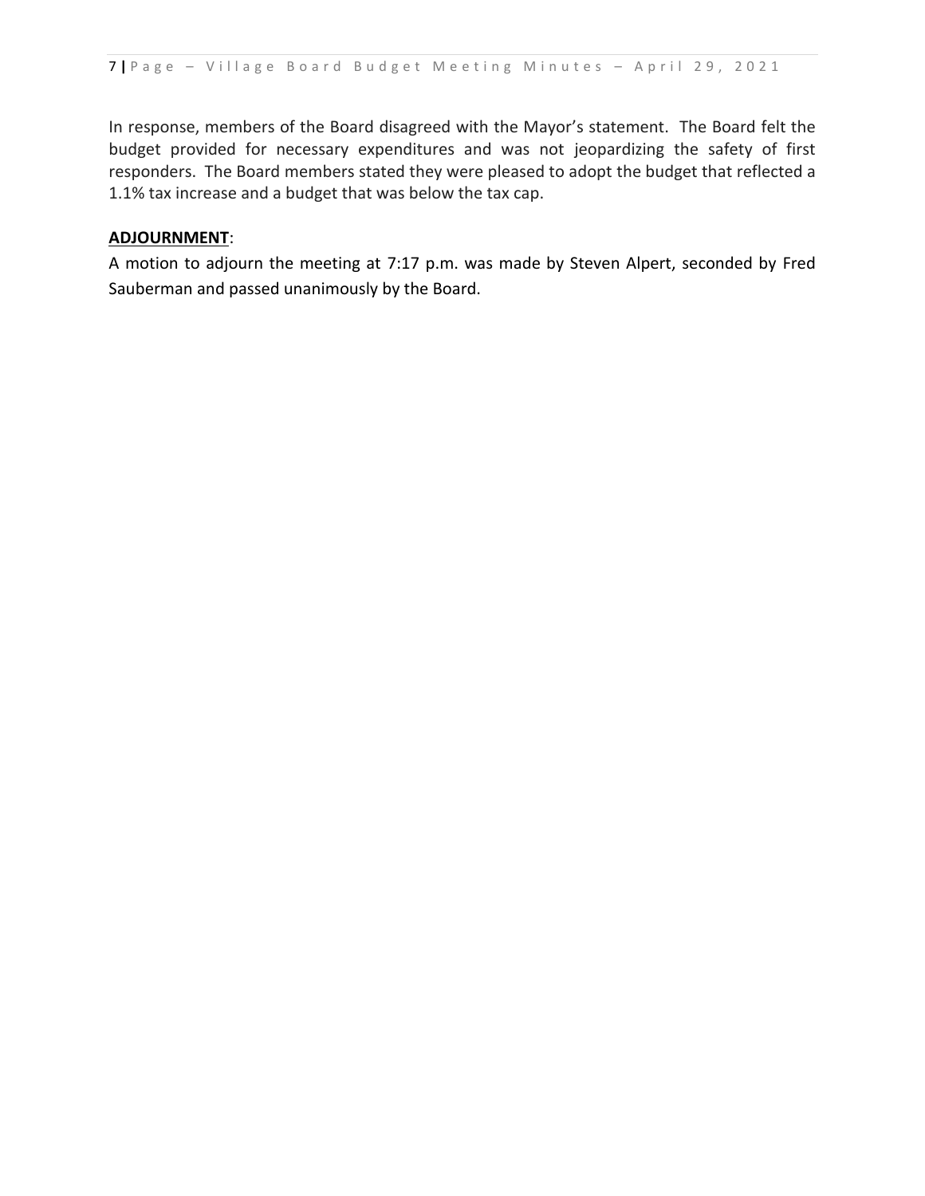In response, members of the Board disagreed with the Mayor's statement. The Board felt the budget provided for necessary expenditures and was not jeopardizing the safety of first responders. The Board members stated they were pleased to adopt the budget that reflected a 1.1% tax increase and a budget that was below the tax cap.

**ADJOURNMENT**:

A motion to adjourn the meeting at 7:17 p.m. was made by Steven Alpert, seconded by Fred Sauberman and passed unanimously by the Board.